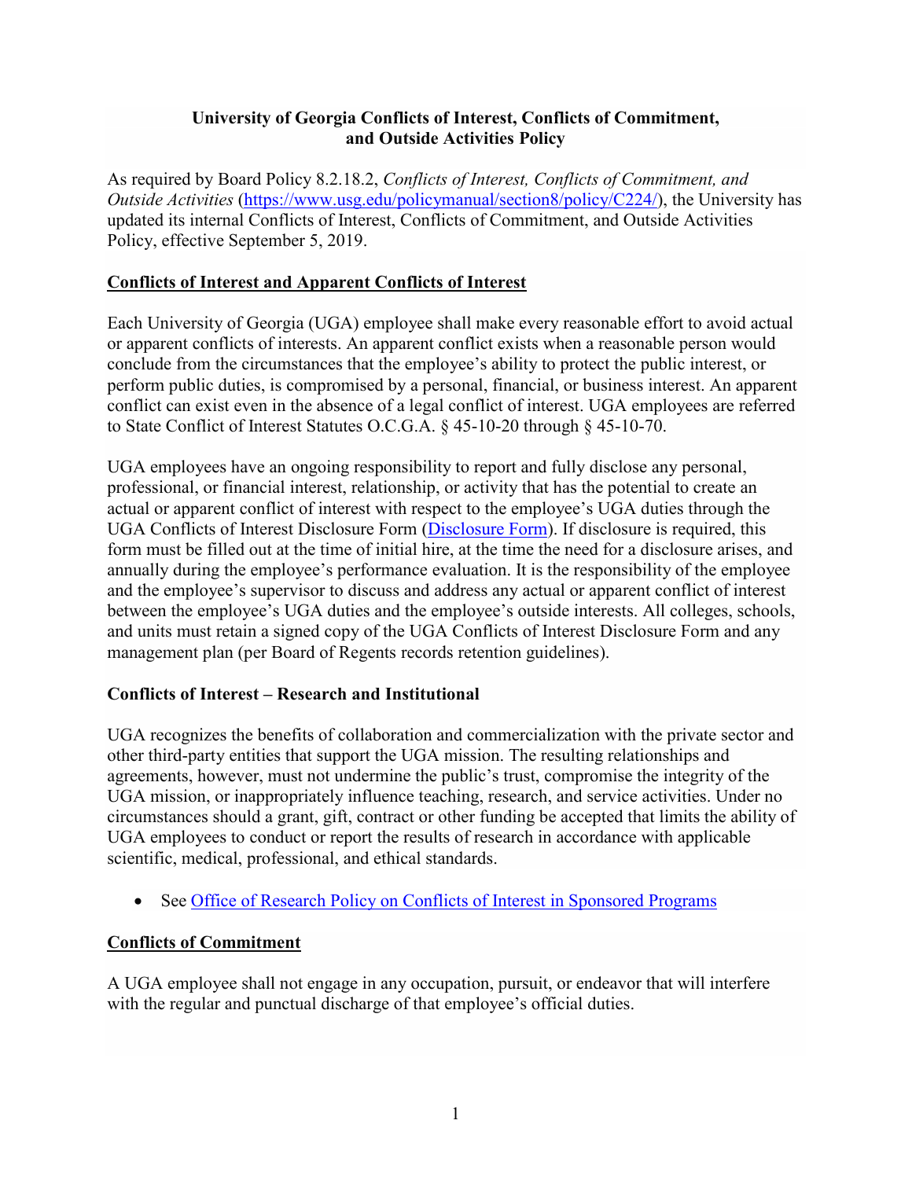# University of Georgia Conflicts of Interest, Conflicts of Commitment, and Outside Activities Policy

As required by Board Policy 8.2.18.2, *Conflicts of Interest, Conflicts of Commitment, and Outside Activities* (https://www.usg.edu/policymanual/section8/policy/C224/), the University has updated its internal Conflicts of Interest, Conflicts of Commitment, and Outside Activities Policy, effective September 5, 2019.

## Conflicts of Interest and Apparent Conflicts of Interest

Each University of Georgia (UGA) employee shall make every reasonable effort to avoid actual or apparent conflicts of interests. An apparent conflict exists when a reasonable person would conclude from the circumstances that the employee's ability to protect the public interest, or perform public duties, is compromised by a personal, financial, or business interest. An apparent conflict can exist even in the absence of a legal conflict of interest. UGA employees are referred to State Conflict of Interest Statutes O.C.G.A. § 45-10-20 through § 45-10-70.

UGA employees have an ongoing responsibility to report and fully disclose any personal, professional, or financial interest, relationship, or activity that has the potential to create an actual or apparent conflict of interest with respect to the employee's UGA duties through the UGA Conflicts of Interest Disclosure Form (Disclosure Form). If disclosure is required, this form must be filled out at the time of initial hire, at the time the need for a disclosure arises, and annually during the employee's performance evaluation. It is the responsibility of the employee and the employee's supervisor to discuss and address any actual or apparent conflict of interest between the employee's UGA duties and the employee's outside interests. All colleges, schools, and units must retain a signed copy of the UGA Conflicts of Interest Disclosure Form and any management plan (per Board of Regents records retention guidelines).

### Conflicts of Interest – Research and Institutional

UGA recognizes the benefits of collaboration and commercialization with the private sector and other third-party entities that support the UGA mission. The resulting relationships and agreements, however, must not undermine the public's trust, compromise the integrity of the UGA mission, or inappropriately influence teaching, research, and service activities. Under no circumstances should a grant, gift, contract or other funding be accepted that limits the ability of UGA employees to conduct or report the results of research in accordance with applicable scientific, medical, professional, and ethical standards.

- See Office of Research Policy on Conflicts of Interest in Sponsored Programs

## Conflicts of Commitment

A UGA employee shall not engage in any occupation, pursuit, or endeavor that will interfere with the regular and punctual discharge of that employee's official duties.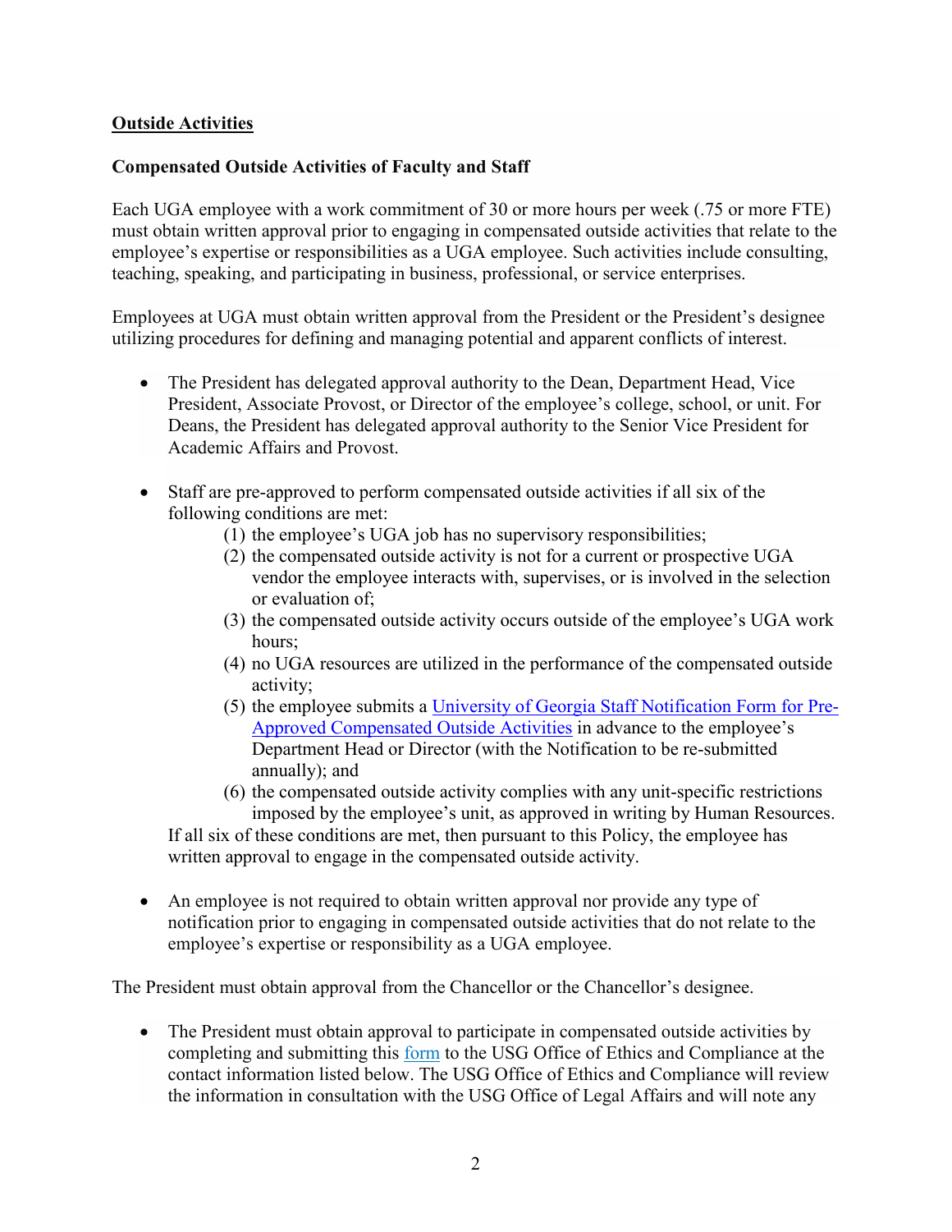**Outside Activities**

**Compensated Outside Activities of Faculty and Staff**

Each UGA employee with a work commitment of 30 or more hours per week (.75 or more FTE) must obtain written approval prior to engaging in compensated outside activities that relate to the employee's expertise or responsibilities as a UGA employee. Such activities include consulting, teaching, speaking, and participating in business, professional, or service enterprises.

Employees at UGA must obtain written approval from the President or the President's designee utilizing procedures for defining and managing potential and apparent conflicts of interest.

- The President has delegated approval authority to the Dean, Department Head, Vice President, Associate Provost, or Director of the employee's college, school, or unit. For Deans, the President has delegated approval authority to the Senior Vice President for Academic Affairs and Provost.

- Staff are pre-approved to perform compensated outside activities if all six of the following conditions are met:
  1. the employee's UGA job has no supervisory responsibilities;
  2. the compensated outside activity is not for a current or prospective UGA vendor the employee interacts with, supervises, or is involved in the selection or evaluation of;
  3. the compensated outside activity occurs outside of the employee's UGA work hours;
  4. no UGA resources are utilized in the performance of the compensated outside activity;
  5. the employee submits a [University of Georgia Staff Notification Form for Pre-Approved Compensated Outside Activities]() in advance to the employee's Department Head or Director (with the Notification to be re-submitted annually); and
  6. the compensated outside activity complies with any unit-specific restrictions imposed by the employee's unit, as approved in writing by Human Resources.

  If all six of these conditions are met, then pursuant to this Policy, the employee has written approval to engage in the compensated outside activity.

- An employee is not required to obtain written approval nor provide any type of notification prior to engaging in compensated outside activities that do not relate to the employee's expertise or responsibility as a UGA employee.

The President must obtain approval from the Chancellor or the Chancellor's designee.

- The President must obtain approval to participate in compensated outside activities by completing and submitting this [form]() to the USG Office of Ethics and Compliance at the contact information listed below. The USG Office of Ethics and Compliance will review the information in consultation with the USG Office of Legal Affairs and will note any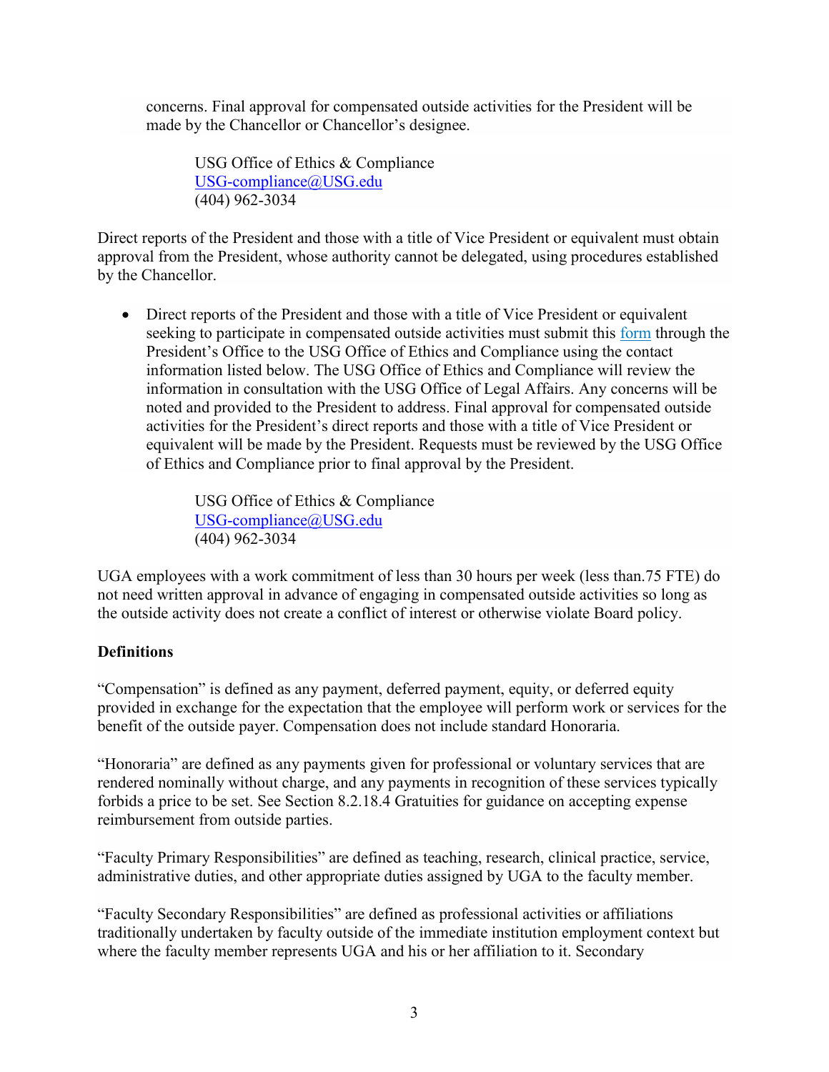concerns. Final approval for compensated outside activities for the President will be made by the Chancellor or Chancellor's designee.

USG Office of Ethics & Compliance
USG-compliance@USG.edu
(404) 962-3034

Direct reports of the President and those with a title of Vice President or equivalent must obtain approval from the President, whose authority cannot be delegated, using procedures established by the Chancellor.

- Direct reports of the President and those with a title of Vice President or equivalent seeking to participate in compensated outside activities must submit this form through the President's Office to the USG Office of Ethics and Compliance using the contact information listed below. The USG Office of Ethics and Compliance will review the information in consultation with the USG Office of Legal Affairs. Any concerns will be noted and provided to the President to address. Final approval for compensated outside activities for the President's direct reports and those with a title of Vice President or equivalent will be made by the President. Requests must be reviewed by the USG Office of Ethics and Compliance prior to final approval by the President.

USG Office of Ethics & Compliance
USG-compliance@USG.edu
(404) 962-3034

UGA employees with a work commitment of less than 30 hours per week (less than.75 FTE) do not need written approval in advance of engaging in compensated outside activities so long as the outside activity does not create a conflict of interest or otherwise violate Board policy.

**Definitions**

"Compensation" is defined as any payment, deferred payment, equity, or deferred equity provided in exchange for the expectation that the employee will perform work or services for the benefit of the outside payer. Compensation does not include standard Honoraria.

"Honoraria" are defined as any payments given for professional or voluntary services that are rendered nominally without charge, and any payments in recognition of these services typically forbids a price to be set. See Section 8.2.18.4 Gratuities for guidance on accepting expense reimbursement from outside parties.

"Faculty Primary Responsibilities" are defined as teaching, research, clinical practice, service, administrative duties, and other appropriate duties assigned by UGA to the faculty member.

"Faculty Secondary Responsibilities" are defined as professional activities or affiliations traditionally undertaken by faculty outside of the immediate institution employment context but where the faculty member represents UGA and his or her affiliation to it. Secondary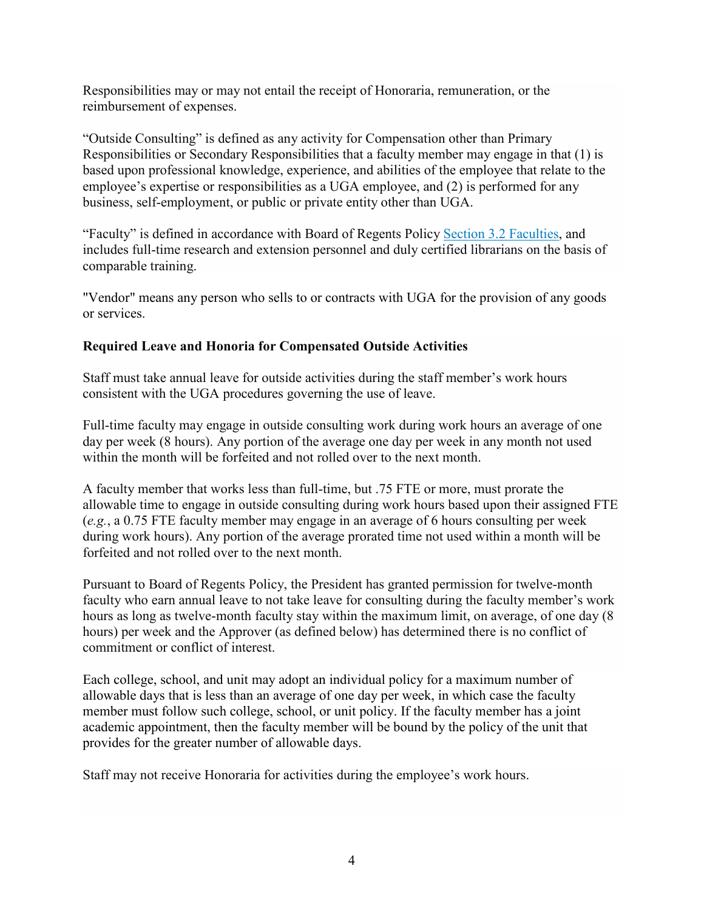Responsibilities may or may not entail the receipt of Honoraria, remuneration, or the reimbursement of expenses.

"Outside Consulting" is defined as any activity for Compensation other than Primary Responsibilities or Secondary Responsibilities that a faculty member may engage in that (1) is based upon professional knowledge, experience, and abilities of the employee that relate to the employee's expertise or responsibilities as a UGA employee, and (2) is performed for any business, self-employment, or public or private entity other than UGA.

"Faculty" is defined in accordance with Board of Regents Policy [Section 3.2 Faculties](), and includes full-time research and extension personnel and duly certified librarians on the basis of comparable training.

"Vendor" means any person who sells to or contracts with UGA for the provision of any goods or services.

**Required Leave and Honoria for Compensated Outside Activities**

Staff must take annual leave for outside activities during the staff member's work hours consistent with the UGA procedures governing the use of leave.

Full-time faculty may engage in outside consulting work during work hours an average of one day per week (8 hours). Any portion of the average one day per week in any month not used within the month will be forfeited and not rolled over to the next month.

A faculty member that works less than full-time, but .75 FTE or more, must prorate the allowable time to engage in outside consulting during work hours based upon their assigned FTE (*e.g.*, a 0.75 FTE faculty member may engage in an average of 6 hours consulting per week during work hours). Any portion of the average prorated time not used within a month will be forfeited and not rolled over to the next month.

Pursuant to Board of Regents Policy, the President has granted permission for twelve-month faculty who earn annual leave to not take leave for consulting during the faculty member's work hours as long as twelve-month faculty stay within the maximum limit, on average, of one day (8 hours) per week and the Approver (as defined below) has determined there is no conflict of commitment or conflict of interest.

Each college, school, and unit may adopt an individual policy for a maximum number of allowable days that is less than an average of one day per week, in which case the faculty member must follow such college, school, or unit policy. If the faculty member has a joint academic appointment, then the faculty member will be bound by the policy of the unit that provides for the greater number of allowable days.

Staff may not receive Honoraria for activities during the employee's work hours.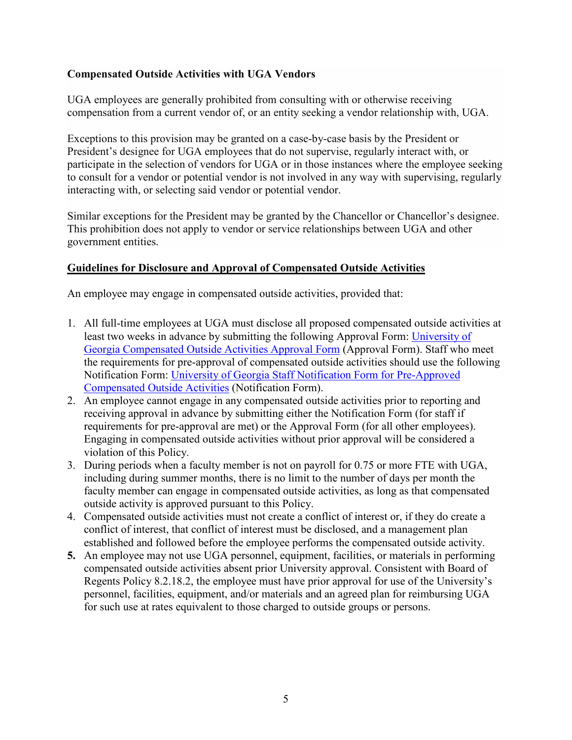**Compensated Outside Activities with UGA Vendors**

UGA employees are generally prohibited from consulting with or otherwise receiving compensation from a current vendor of, or an entity seeking a vendor relationship with, UGA.

Exceptions to this provision may be granted on a case-by-case basis by the President or President's designee for UGA employees that do not supervise, regularly interact with, or participate in the selection of vendors for UGA or in those instances where the employee seeking to consult for a vendor or potential vendor is not involved in any way with supervising, regularly interacting with, or selecting said vendor or potential vendor.

Similar exceptions for the President may be granted by the Chancellor or Chancellor's designee. This prohibition does not apply to vendor or service relationships between UGA and other government entities.

**Guidelines for Disclosure and Approval of Compensated Outside Activities**

An employee may engage in compensated outside activities, provided that:

1. All full-time employees at UGA must disclose all proposed compensated outside activities at least two weeks in advance by submitting the following Approval Form: University of Georgia Compensated Outside Activities Approval Form (Approval Form). Staff who meet the requirements for pre-approval of compensated outside activities should use the following Notification Form: University of Georgia Staff Notification Form for Pre-Approved Compensated Outside Activities (Notification Form).
2. An employee cannot engage in any compensated outside activities prior to reporting and receiving approval in advance by submitting either the Notification Form (for staff if requirements for pre-approval are met) or the Approval Form (for all other employees). Engaging in compensated outside activities without prior approval will be considered a violation of this Policy.
3. During periods when a faculty member is not on payroll for 0.75 or more FTE with UGA, including during summer months, there is no limit to the number of days per month the faculty member can engage in compensated outside activities, as long as that compensated outside activity is approved pursuant to this Policy.
4. Compensated outside activities must not create a conflict of interest or, if they do create a conflict of interest, that conflict of interest must be disclosed, and a management plan established and followed before the employee performs the compensated outside activity.
5. An employee may not use UGA personnel, equipment, facilities, or materials in performing compensated outside activities absent prior University approval. Consistent with Board of Regents Policy 8.2.18.2, the employee must have prior approval for use of the University's personnel, facilities, equipment, and/or materials and an agreed plan for reimbursing UGA for such use at rates equivalent to those charged to outside groups or persons.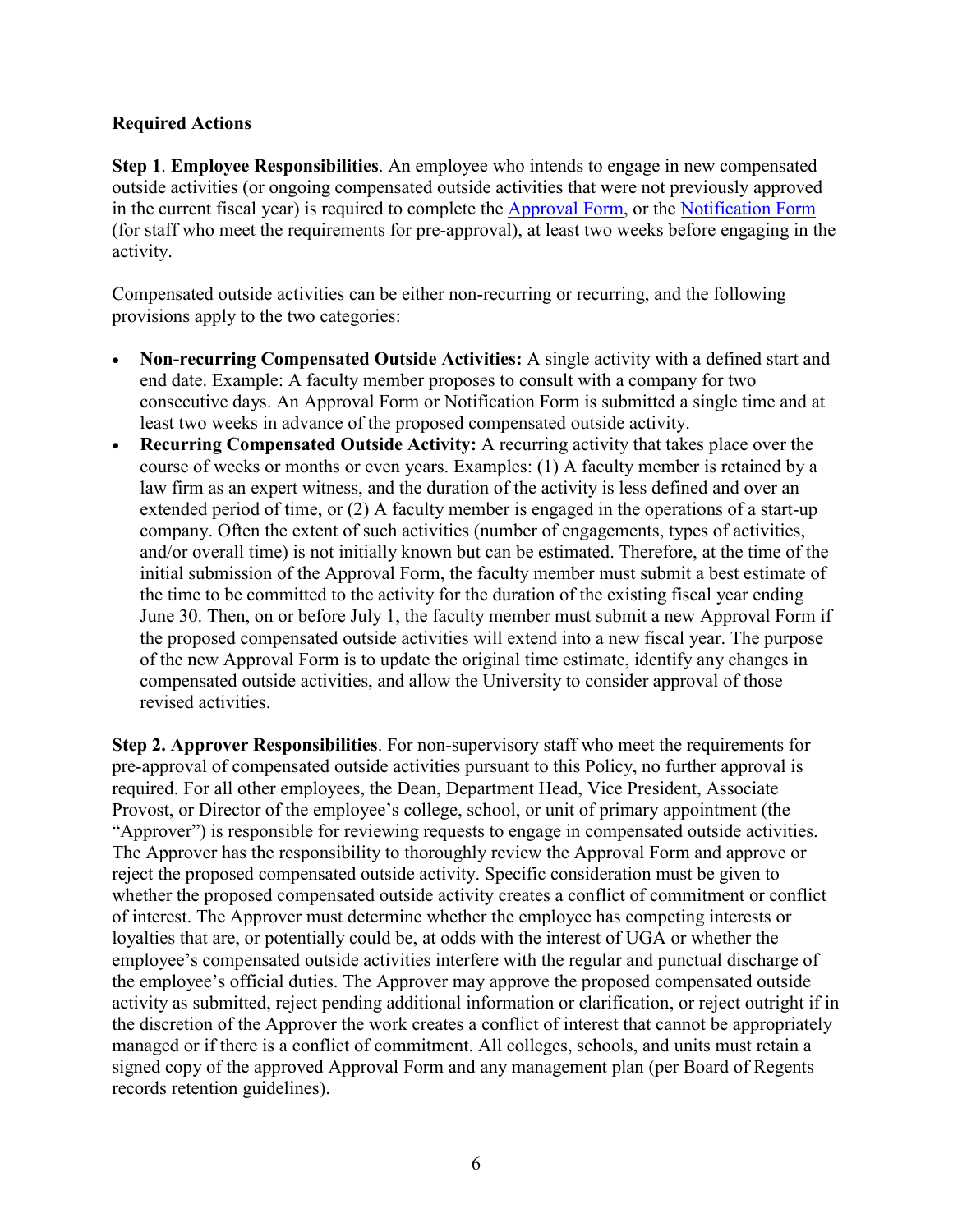**Required Actions**

**Step 1**. **Employee Responsibilities**. An employee who intends to engage in new compensated outside activities (or ongoing compensated outside activities that were not previously approved in the current fiscal year) is required to complete the [Approval Form](), or the [Notification Form]() (for staff who meet the requirements for pre-approval), at least two weeks before engaging in the activity.

Compensated outside activities can be either non-recurring or recurring, and the following provisions apply to the two categories:

- **Non-recurring Compensated Outside Activities:** A single activity with a defined start and end date. Example: A faculty member proposes to consult with a company for two consecutive days. An Approval Form or Notification Form is submitted a single time and at least two weeks in advance of the proposed compensated outside activity.
- **Recurring Compensated Outside Activity:** A recurring activity that takes place over the course of weeks or months or even years. Examples: (1) A faculty member is retained by a law firm as an expert witness, and the duration of the activity is less defined and over an extended period of time, or (2) A faculty member is engaged in the operations of a start-up company. Often the extent of such activities (number of engagements, types of activities, and/or overall time) is not initially known but can be estimated. Therefore, at the time of the initial submission of the Approval Form, the faculty member must submit a best estimate of the time to be committed to the activity for the duration of the existing fiscal year ending June 30. Then, on or before July 1, the faculty member must submit a new Approval Form if the proposed compensated outside activities will extend into a new fiscal year. The purpose of the new Approval Form is to update the original time estimate, identify any changes in compensated outside activities, and allow the University to consider approval of those revised activities.

**Step 2. Approver Responsibilities**. For non-supervisory staff who meet the requirements for pre-approval of compensated outside activities pursuant to this Policy, no further approval is required. For all other employees, the Dean, Department Head, Vice President, Associate Provost, or Director of the employee's college, school, or unit of primary appointment (the "Approver") is responsible for reviewing requests to engage in compensated outside activities. The Approver has the responsibility to thoroughly review the Approval Form and approve or reject the proposed compensated outside activity. Specific consideration must be given to whether the proposed compensated outside activity creates a conflict of commitment or conflict of interest. The Approver must determine whether the employee has competing interests or loyalties that are, or potentially could be, at odds with the interest of UGA or whether the employee's compensated outside activities interfere with the regular and punctual discharge of the employee's official duties. The Approver may approve the proposed compensated outside activity as submitted, reject pending additional information or clarification, or reject outright if in the discretion of the Approver the work creates a conflict of interest that cannot be appropriately managed or if there is a conflict of commitment. All colleges, schools, and units must retain a signed copy of the approved Approval Form and any management plan (per Board of Regents records retention guidelines).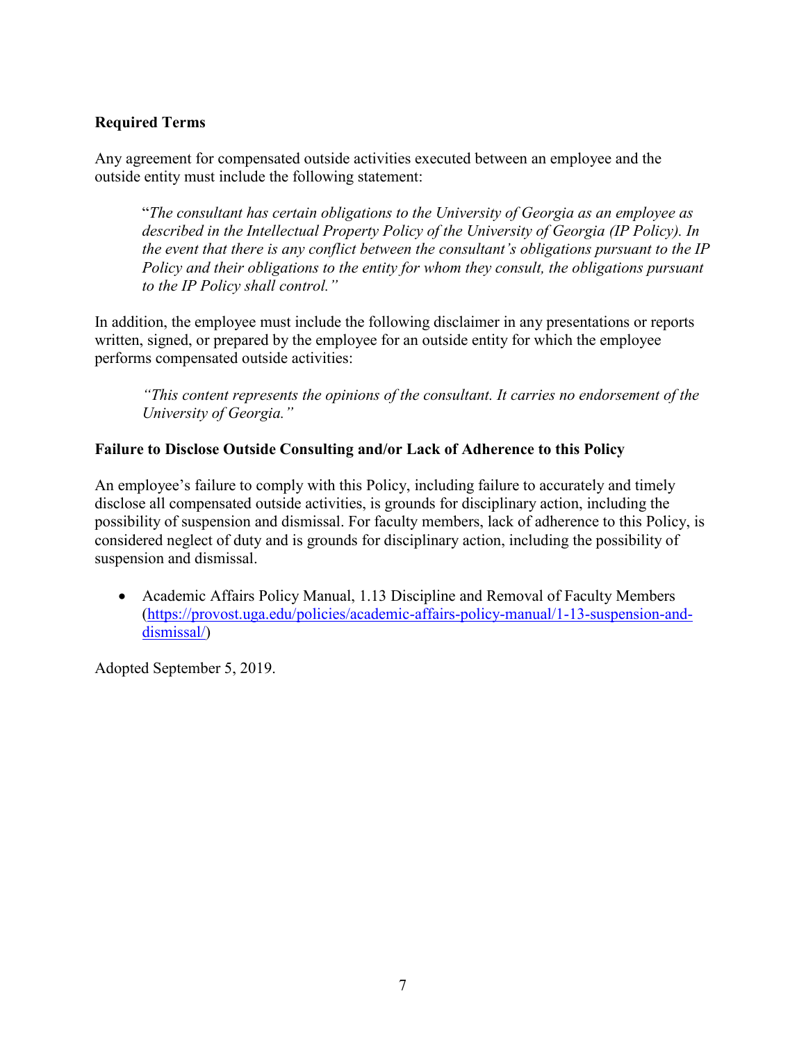**Required Terms**

Any agreement for compensated outside activities executed between an employee and the outside entity must include the following statement:

> "*The consultant has certain obligations to the University of Georgia as an employee as described in the Intellectual Property Policy of the University of Georgia (IP Policy). In the event that there is any conflict between the consultant's obligations pursuant to the IP Policy and their obligations to the entity for whom they consult, the obligations pursuant to the IP Policy shall control."*

In addition, the employee must include the following disclaimer in any presentations or reports written, signed, or prepared by the employee for an outside entity for which the employee performs compensated outside activities:

> *"This content represents the opinions of the consultant. It carries no endorsement of the University of Georgia."*

**Failure to Disclose Outside Consulting and/or Lack of Adherence to this Policy**

An employee's failure to comply with this Policy, including failure to accurately and timely disclose all compensated outside activities, is grounds for disciplinary action, including the possibility of suspension and dismissal. For faculty members, lack of adherence to this Policy, is considered neglect of duty and is grounds for disciplinary action, including the possibility of suspension and dismissal.

- Academic Affairs Policy Manual, 1.13 Discipline and Removal of Faculty Members (https://provost.uga.edu/policies/academic-affairs-policy-manual/1-13-suspension-and-dismissal/)

Adopted September 5, 2019.